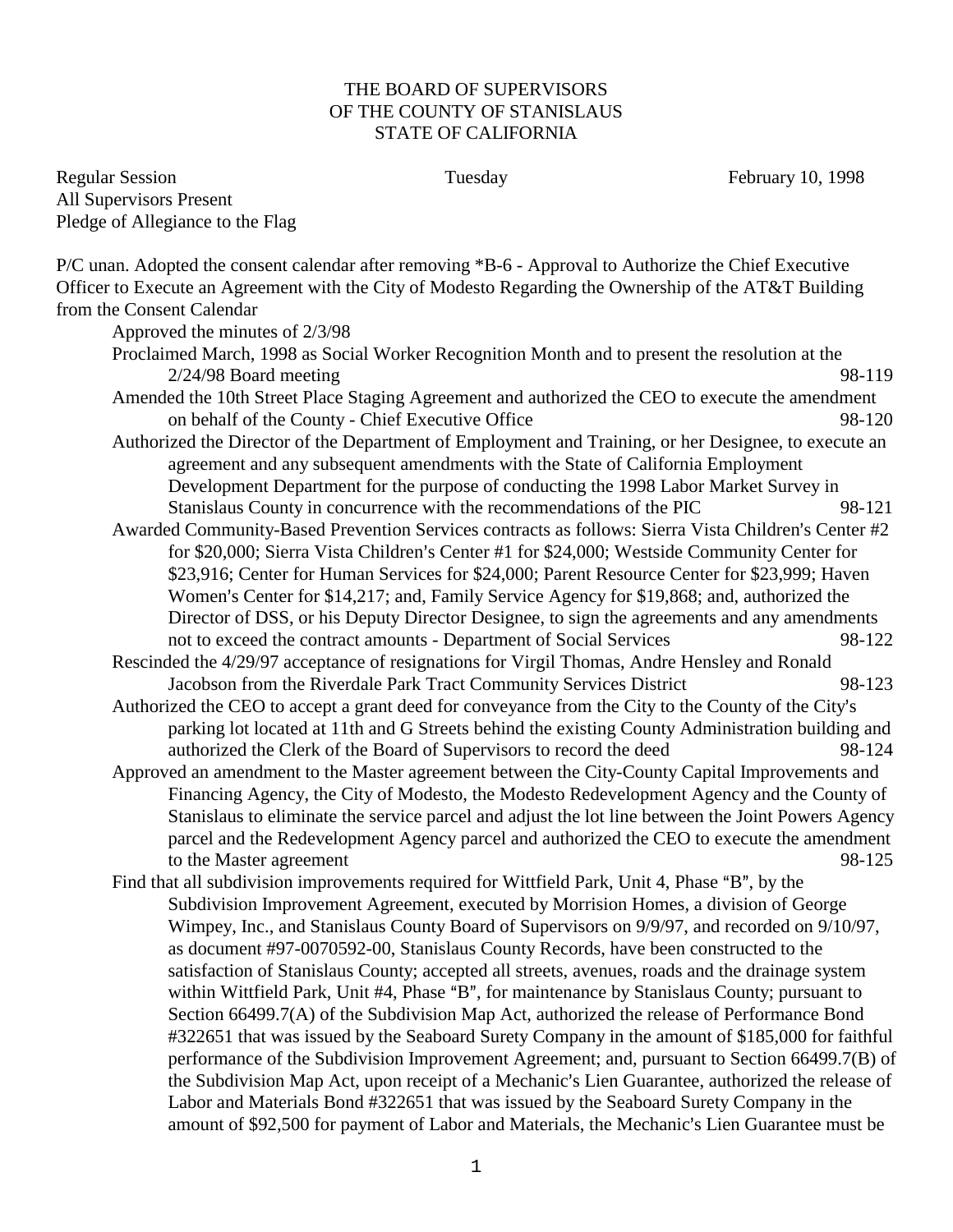THE BOARD OF SUPERVISORS
OF THE COUNTY OF STANISLAUS
STATE OF CALIFORNIA

Regular Session    Tuesday    February 10, 1998
All Supervisors Present
Pledge of Allegiance to the Flag

P/C unan. Adopted the consent calendar after removing *B-6 - Approval to Authorize the Chief Executive Officer to Execute an Agreement with the City of Modesto Regarding the Ownership of the AT&T Building from the Consent Calendar

Approved the minutes of 2/3/98

Proclaimed March, 1998 as Social Worker Recognition Month and to present the resolution at the 2/24/98 Board meeting 98-119

Amended the 10th Street Place Staging Agreement and authorized the CEO to execute the amendment on behalf of the County - Chief Executive Office 98-120

Authorized the Director of the Department of Employment and Training, or her Designee, to execute an agreement and any subsequent amendments with the State of California Employment Development Department for the purpose of conducting the 1998 Labor Market Survey in Stanislaus County in concurrence with the recommendations of the PIC 98-121

Awarded Community-Based Prevention Services contracts as follows: Sierra Vista Children's Center #2 for $20,000; Sierra Vista Children's Center #1 for $24,000; Westside Community Center for $23,916; Center for Human Services for $24,000; Parent Resource Center for $23,999; Haven Women's Center for $14,217; and, Family Service Agency for $19,868; and, authorized the Director of DSS, or his Deputy Director Designee, to sign the agreements and any amendments not to exceed the contract amounts - Department of Social Services 98-122

Rescinded the 4/29/97 acceptance of resignations for Virgil Thomas, Andre Hensley and Ronald Jacobson from the Riverdale Park Tract Community Services District 98-123

Authorized the CEO to accept a grant deed for conveyance from the City to the County of the City's parking lot located at 11th and G Streets behind the existing County Administration building and authorized the Clerk of the Board of Supervisors to record the deed 98-124

Approved an amendment to the Master agreement between the City-County Capital Improvements and Financing Agency, the City of Modesto, the Modesto Redevelopment Agency and the County of Stanislaus to eliminate the service parcel and adjust the lot line between the Joint Powers Agency parcel and the Redevelopment Agency parcel and authorized the CEO to execute the amendment to the Master agreement 98-125

Find that all subdivision improvements required for Wittfield Park, Unit 4, Phase "B", by the Subdivision Improvement Agreement, executed by Morrision Homes, a division of George Wimpey, Inc., and Stanislaus County Board of Supervisors on 9/9/97, and recorded on 9/10/97, as document #97-0070592-00, Stanislaus County Records, have been constructed to the satisfaction of Stanislaus County; accepted all streets, avenues, roads and the drainage system within Wittfield Park, Unit #4, Phase "B", for maintenance by Stanislaus County; pursuant to Section 66499.7(A) of the Subdivision Map Act, authorized the release of Performance Bond #322651 that was issued by the Seaboard Surety Company in the amount of $185,000 for faithful performance of the Subdivision Improvement Agreement; and, pursuant to Section 66499.7(B) of the Subdivision Map Act, upon receipt of a Mechanic's Lien Guarantee, authorized the release of Labor and Materials Bond #322651 that was issued by the Seaboard Surety Company in the amount of $92,500 for payment of Labor and Materials, the Mechanic's Lien Guarantee must be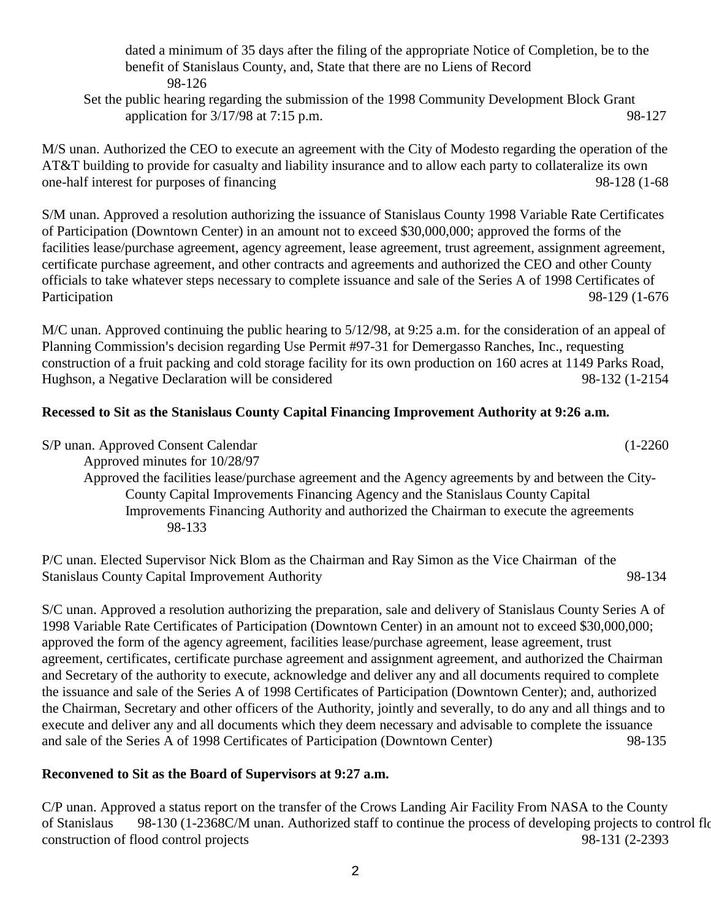dated a minimum of 35 days after the filing of the appropriate Notice of Completion, be to the benefit of Stanislaus County, and, State that there are no Liens of Record 98-126

Set the public hearing regarding the submission of the 1998 Community Development Block Grant application for 3/17/98 at 7:15 p.m. 98-127

M/S unan. Authorized the CEO to execute an agreement with the City of Modesto regarding the operation of the AT&T building to provide for casualty and liability insurance and to allow each party to collateralize its own one-half interest for purposes of financing 98-128 (1-68

S/M unan. Approved a resolution authorizing the issuance of Stanislaus County 1998 Variable Rate Certificates of Participation (Downtown Center) in an amount not to exceed $30,000,000; approved the forms of the facilities lease/purchase agreement, agency agreement, lease agreement, trust agreement, assignment agreement, certificate purchase agreement, and other contracts and agreements and authorized the CEO and other County officials to take whatever steps necessary to complete issuance and sale of the Series A of 1998 Certificates of Participation 98-129 (1-676

M/C unan. Approved continuing the public hearing to 5/12/98, at 9:25 a.m. for the consideration of an appeal of Planning Commission's decision regarding Use Permit #97-31 for Demergasso Ranches, Inc., requesting construction of a fruit packing and cold storage facility for its own production on 160 acres at 1149 Parks Road, Hughson, a Negative Declaration will be considered 98-132 (1-2154

**Recessed to Sit as the Stanislaus County Capital Financing Improvement Authority at 9:26 a.m.**

S/P unan. Approved Consent Calendar (1-2260

Approved minutes for 10/28/97

Approved the facilities lease/purchase agreement and the Agency agreements by and between the City-County Capital Improvements Financing Agency and the Stanislaus County Capital Improvements Financing Authority and authorized the Chairman to execute the agreements 98-133

P/C unan. Elected Supervisor Nick Blom as the Chairman and Ray Simon as the Vice Chairman of the Stanislaus County Capital Improvement Authority 98-134

S/C unan. Approved a resolution authorizing the preparation, sale and delivery of Stanislaus County Series A of 1998 Variable Rate Certificates of Participation (Downtown Center) in an amount not to exceed $30,000,000; approved the form of the agency agreement, facilities lease/purchase agreement, lease agreement, trust agreement, certificates, certificate purchase agreement and assignment agreement, and authorized the Chairman and Secretary of the authority to execute, acknowledge and deliver any and all documents required to complete the issuance and sale of the Series A of 1998 Certificates of Participation (Downtown Center); and, authorized the Chairman, Secretary and other officers of the Authority, jointly and severally, to do any and all things and to execute and deliver any and all documents which they deem necessary and advisable to complete the issuance and sale of the Series A of 1998 Certificates of Participation (Downtown Center) 98-135

**Reconvened to Sit as the Board of Supervisors at 9:27 a.m.**

C/P unan. Approved a status report on the transfer of the Crows Landing Air Facility From NASA to the County of Stanislaus 98-130 (1-2368

C/M unan. Authorized staff to continue the process of developing projects to control flo construction of flood control projects 98-131 (2-2393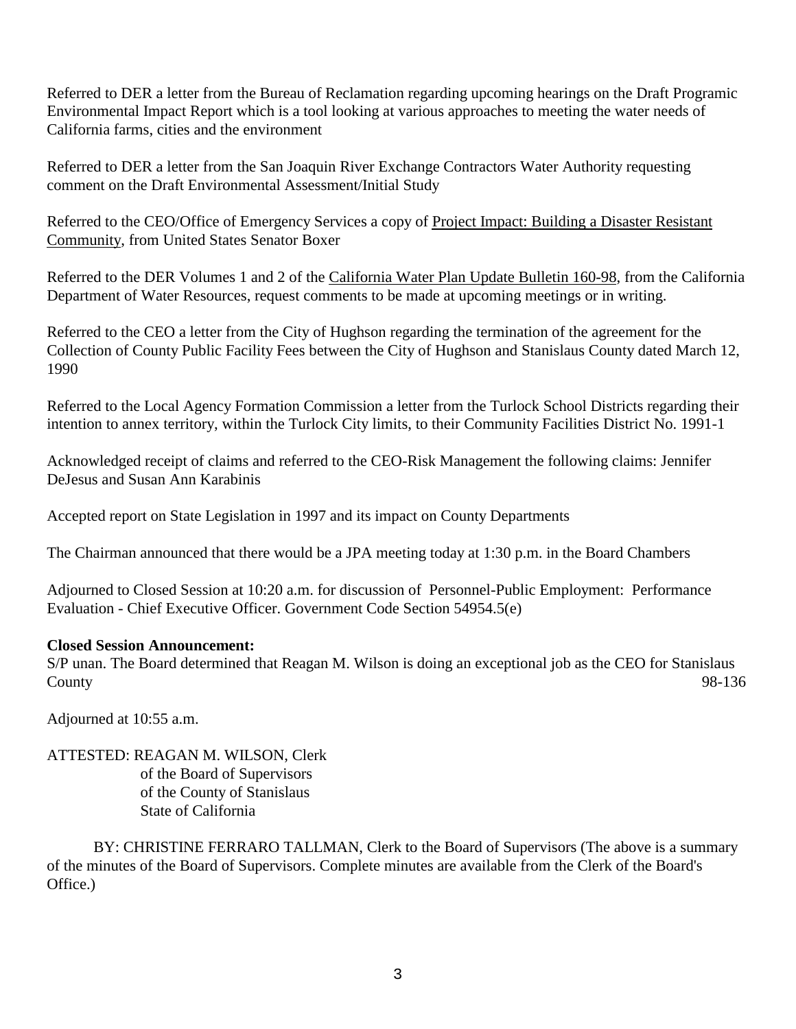Referred to DER a letter from the Bureau of Reclamation regarding upcoming hearings on the Draft Programic Environmental Impact Report which is a tool looking at various approaches to meeting the water needs of California farms, cities and the environment

Referred to DER a letter from the San Joaquin River Exchange Contractors Water Authority requesting comment on the Draft Environmental Assessment/Initial Study

Referred to the CEO/Office of Emergency Services a copy of Project Impact: Building a Disaster Resistant Community, from United States Senator Boxer

Referred to the DER Volumes 1 and 2 of the California Water Plan Update Bulletin 160-98, from the California Department of Water Resources, request comments to be made at upcoming meetings or in writing.

Referred to the CEO a letter from the City of Hughson regarding the termination of the agreement for the Collection of County Public Facility Fees between the City of Hughson and Stanislaus County dated March 12, 1990

Referred to the Local Agency Formation Commission a letter from the Turlock School Districts regarding their intention to annex territory, within the Turlock City limits, to their Community Facilities District No. 1991-1

Acknowledged receipt of claims and referred to the CEO-Risk Management the following claims: Jennifer DeJesus and Susan Ann Karabinis

Accepted report on State Legislation in 1997 and its impact on County Departments

The Chairman announced that there would be a JPA meeting today at 1:30 p.m. in the Board Chambers

Adjourned to Closed Session at 10:20 a.m. for discussion of Personnel-Public Employment: Performance Evaluation - Chief Executive Officer. Government Code Section 54954.5(e)

**Closed Session Announcement:**
S/P unan. The Board determined that Reagan M. Wilson is doing an exceptional job as the CEO for Stanislaus County 98-136

Adjourned at 10:55 a.m.

ATTESTED: REAGAN M. WILSON, Clerk
of the Board of Supervisors
of the County of Stanislaus
State of California

BY: CHRISTINE FERRARO TALLMAN, Clerk to the Board of Supervisors (The above is a summary of the minutes of the Board of Supervisors. Complete minutes are available from the Clerk of the Board's Office.)